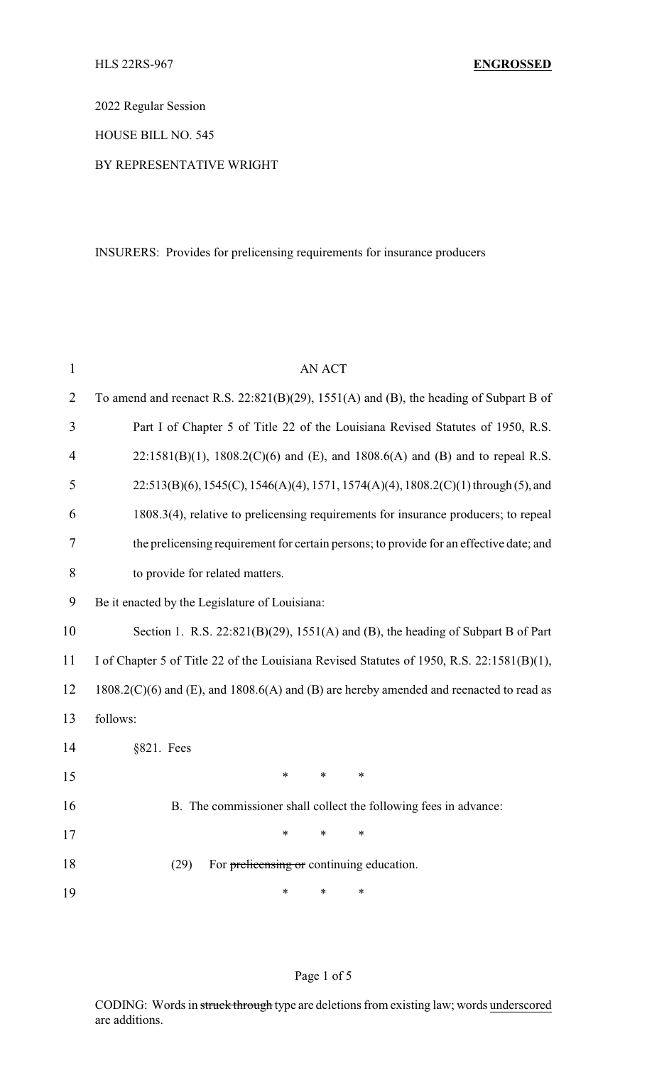HLS 22RS-967 **ENGROSSED**

2022 Regular Session

HOUSE BILL NO. 545

BY REPRESENTATIVE WRIGHT

INSURERS: Provides for prelicensing requirements for insurance producers

AN ACT

To amend and reenact R.S. 22:821(B)(29), 1551(A) and (B), the heading of Subpart B of Part I of Chapter 5 of Title 22 of the Louisiana Revised Statutes of 1950, R.S. 22:1581(B)(1), 1808.2(C)(6) and (E), and 1808.6(A) and (B) and to repeal R.S. 22:513(B)(6), 1545(C), 1546(A)(4), 1571, 1574(A)(4), 1808.2(C)(1) through (5), and 1808.3(4), relative to prelicensing requirements for insurance producers; to repeal the prelicensing requirement for certain persons; to provide for an effective date; and to provide for related matters.

Be it enacted by the Legislature of Louisiana:

Section 1. R.S. 22:821(B)(29), 1551(A) and (B), the heading of Subpart B of Part I of Chapter 5 of Title 22 of the Louisiana Revised Statutes of 1950, R.S. 22:1581(B)(1), 1808.2(C)(6) and (E), and 1808.6(A) and (B) are hereby amended and reenacted to read as follows:

§821. Fees

\* \* \*

B. The commissioner shall collect the following fees in advance:

\* \* \*

(29) For ~~prelicensing or~~ continuing education.

\* \* \*

CODING: Words in ~~struck through~~ type are deletions from existing law; words <u>underscored</u> are additions.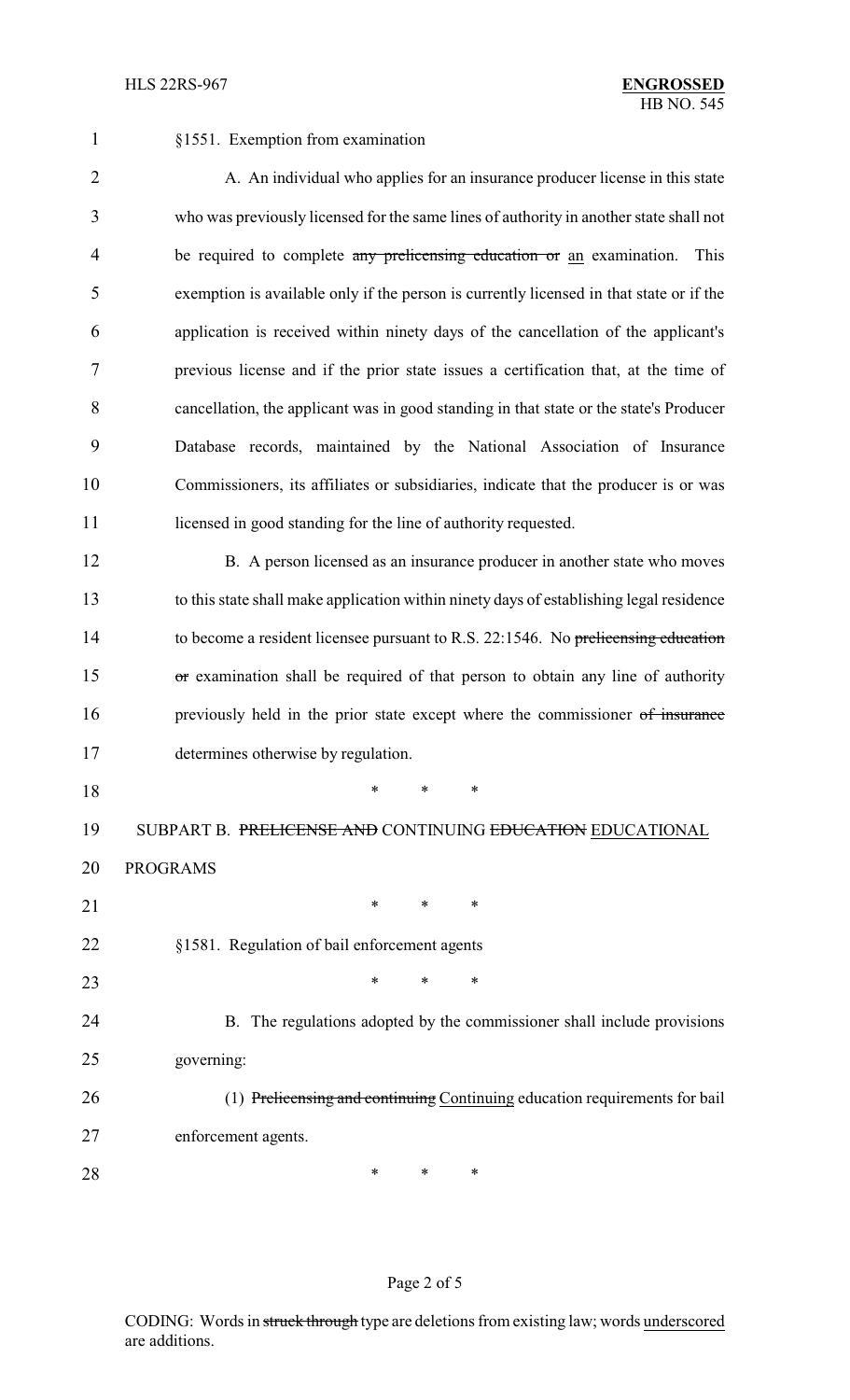§1551. Exemption from examination

A. An individual who applies for an insurance producer license in this state who was previously licensed for the same lines of authority in another state shall not be required to complete ~~any prelicensing education or~~ <u>an</u> examination. This exemption is available only if the person is currently licensed in that state or if the application is received within ninety days of the cancellation of the applicant's previous license and if the prior state issues a certification that, at the time of cancellation, the applicant was in good standing in that state or the state's Producer Database records, maintained by the National Association of Insurance Commissioners, its affiliates or subsidiaries, indicate that the producer is or was licensed in good standing for the line of authority requested.

B. A person licensed as an insurance producer in another state who moves to this state shall make application within ninety days of establishing legal residence to become a resident licensee pursuant to R.S. 22:1546. No ~~prelicensing education or~~ examination shall be required of that person to obtain any line of authority previously held in the prior state except where the commissioner ~~of insurance~~ determines otherwise by regulation.

\* \* \*

SUBPART B. ~~PRELICENSE AND~~ CONTINUING ~~EDUCATION~~ <u>EDUCATIONAL</u> PROGRAMS

\* \* \*

§1581. Regulation of bail enforcement agents

\* \* \*

B. The regulations adopted by the commissioner shall include provisions governing:

(1) ~~Prelicensing and continuing~~ <u>Continuing</u> education requirements for bail enforcement agents.

\* \* \*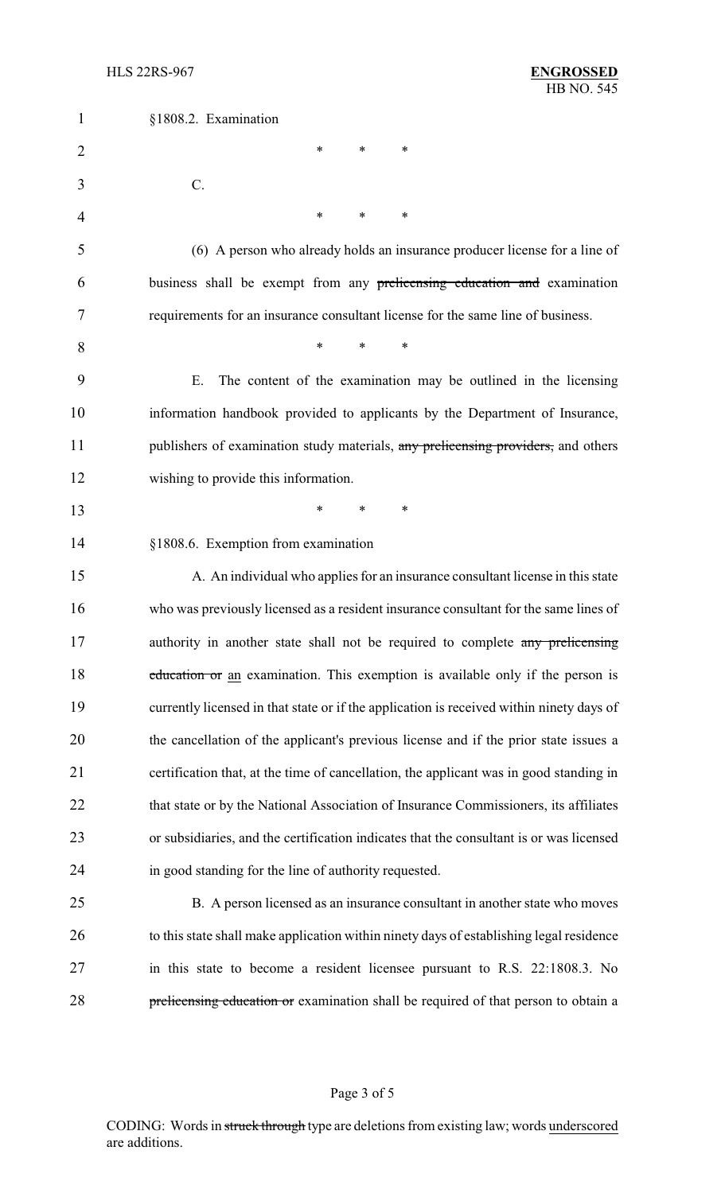§1808.2. Examination

\* \* \*

C.

\* \* \*

(6) A person who already holds an insurance producer license for a line of business shall be exempt from any ~~prelicensing education and~~ examination requirements for an insurance consultant license for the same line of business.

\* \* \*

E. The content of the examination may be outlined in the licensing information handbook provided to applicants by the Department of Insurance, publishers of examination study materials, ~~any prelicensing providers,~~ and others wishing to provide this information.

\* \* \*

§1808.6. Exemption from examination

A. An individual who applies for an insurance consultant license in this state who was previously licensed as a resident insurance consultant for the same lines of authority in another state shall not be required to complete ~~any prelicensing education or~~ <u>an</u> examination. This exemption is available only if the person is currently licensed in that state or if the application is received within ninety days of the cancellation of the applicant's previous license and if the prior state issues a certification that, at the time of cancellation, the applicant was in good standing in that state or by the National Association of Insurance Commissioners, its affiliates or subsidiaries, and the certification indicates that the consultant is or was licensed in good standing for the line of authority requested.

B. A person licensed as an insurance consultant in another state who moves to this state shall make application within ninety days of establishing legal residence in this state to become a resident licensee pursuant to R.S. 22:1808.3. No ~~prelicensing education or~~ examination shall be required of that person to obtain a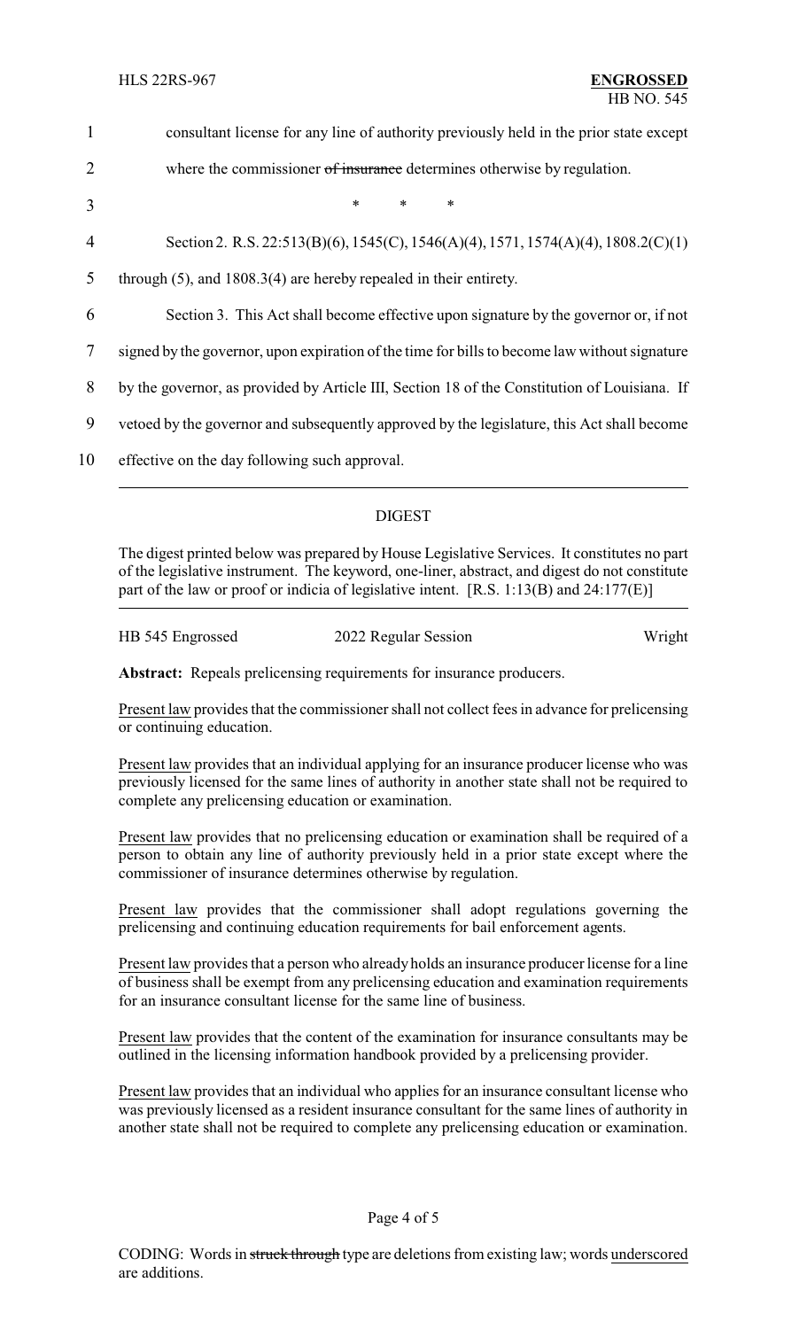1 consultant license for any line of authority previously held in the prior state except

2 where the commissioner ~~of insurance~~ determines otherwise by regulation.

3 \* \* \*

4 Section 2. R.S. 22:513(B)(6), 1545(C), 1546(A)(4), 1571, 1574(A)(4), 1808.2(C)(1)

5 through (5), and 1808.3(4) are hereby repealed in their entirety.

6 Section 3. This Act shall become effective upon signature by the governor or, if not

7 signed by the governor, upon expiration of the time for bills to become law without signature

8 by the governor, as provided by Article III, Section 18 of the Constitution of Louisiana. If

9 vetoed by the governor and subsequently approved by the legislature, this Act shall become

10 effective on the day following such approval.

---

## DIGEST

The digest printed below was prepared by House Legislative Services. It constitutes no part of the legislative instrument. The keyword, one-liner, abstract, and digest do not constitute part of the law or proof or indicia of legislative intent. [R.S. 1:13(B) and 24:177(E)]

---

HB 545 Engrossed 2022 Regular Session Wright

**Abstract:** Repeals prelicensing requirements for insurance producers.

Present law provides that the commissioner shall not collect fees in advance for prelicensing or continuing education.

Present law provides that an individual applying for an insurance producer license who was previously licensed for the same lines of authority in another state shall not be required to complete any prelicensing education or examination.

Present law provides that no prelicensing education or examination shall be required of a person to obtain any line of authority previously held in a prior state except where the commissioner of insurance determines otherwise by regulation.

Present law provides that the commissioner shall adopt regulations governing the prelicensing and continuing education requirements for bail enforcement agents.

Present law provides that a person who already holds an insurance producer license for a line of business shall be exempt from any prelicensing education and examination requirements for an insurance consultant license for the same line of business.

Present law provides that the content of the examination for insurance consultants may be outlined in the licensing information handbook provided by a prelicensing provider.

Present law provides that an individual who applies for an insurance consultant license who was previously licensed as a resident insurance consultant for the same lines of authority in another state shall not be required to complete any prelicensing education or examination.

CODING: Words in ~~struck through~~ type are deletions from existing law; words underscored are additions.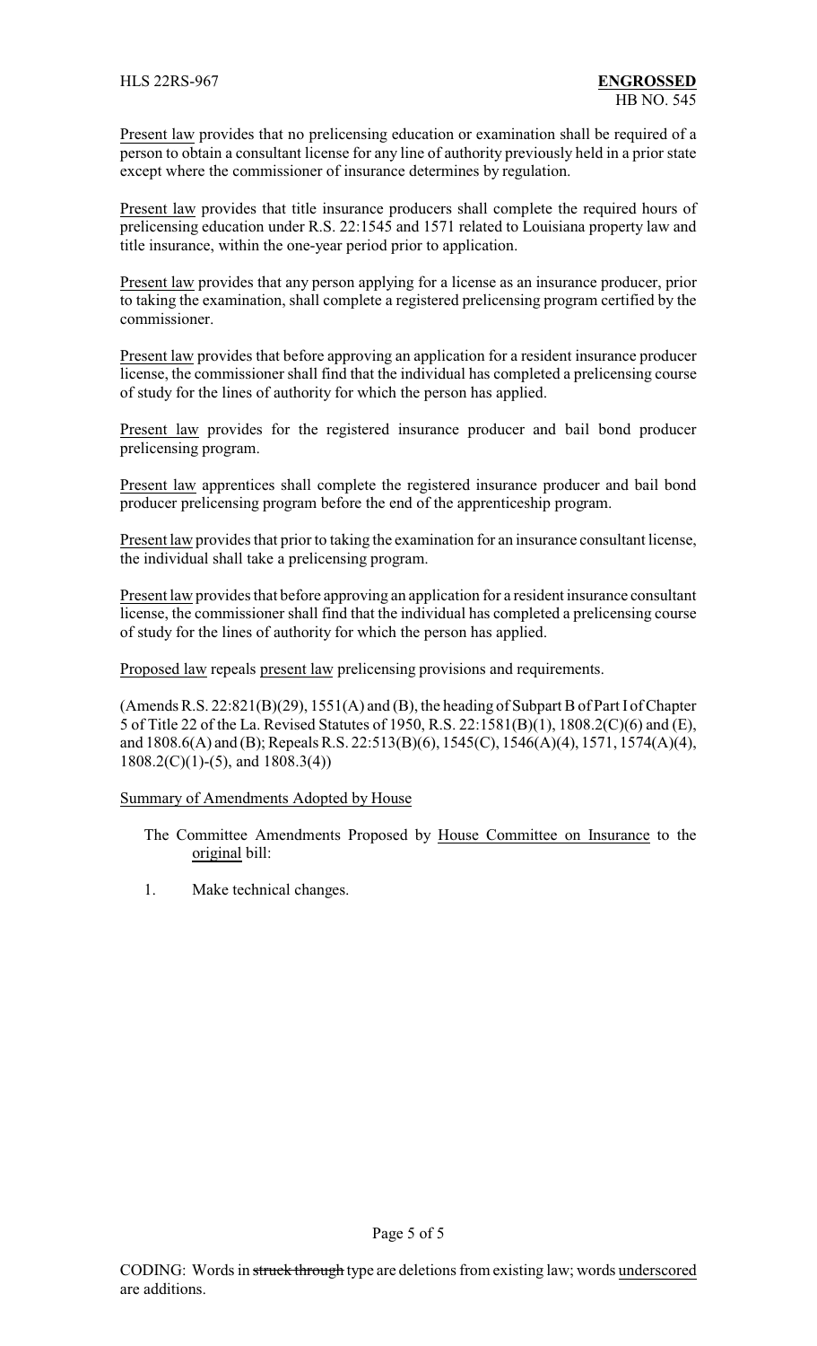Present law provides that no prelicensing education or examination shall be required of a person to obtain a consultant license for any line of authority previously held in a prior state except where the commissioner of insurance determines by regulation.

Present law provides that title insurance producers shall complete the required hours of prelicensing education under R.S. 22:1545 and 1571 related to Louisiana property law and title insurance, within the one-year period prior to application.

Present law provides that any person applying for a license as an insurance producer, prior to taking the examination, shall complete a registered prelicensing program certified by the commissioner.

Present law provides that before approving an application for a resident insurance producer license, the commissioner shall find that the individual has completed a prelicensing course of study for the lines of authority for which the person has applied.

Present law provides for the registered insurance producer and bail bond producer prelicensing program.

Present law apprentices shall complete the registered insurance producer and bail bond producer prelicensing program before the end of the apprenticeship program.

Present law provides that prior to taking the examination for an insurance consultant license, the individual shall take a prelicensing program.

Present law provides that before approving an application for a resident insurance consultant license, the commissioner shall find that the individual has completed a prelicensing course of study for the lines of authority for which the person has applied.

Proposed law repeals present law prelicensing provisions and requirements.

(Amends R.S. 22:821(B)(29), 1551(A) and (B), the heading of Subpart B of Part I of Chapter 5 of Title 22 of the La. Revised Statutes of 1950, R.S. 22:1581(B)(1), 1808.2(C)(6) and (E), and 1808.6(A) and (B); Repeals R.S. 22:513(B)(6), 1545(C), 1546(A)(4), 1571, 1574(A)(4), 1808.2(C)(1)-(5), and 1808.3(4))

Summary of Amendments Adopted by House

The Committee Amendments Proposed by House Committee on Insurance to the original bill:

1. Make technical changes.